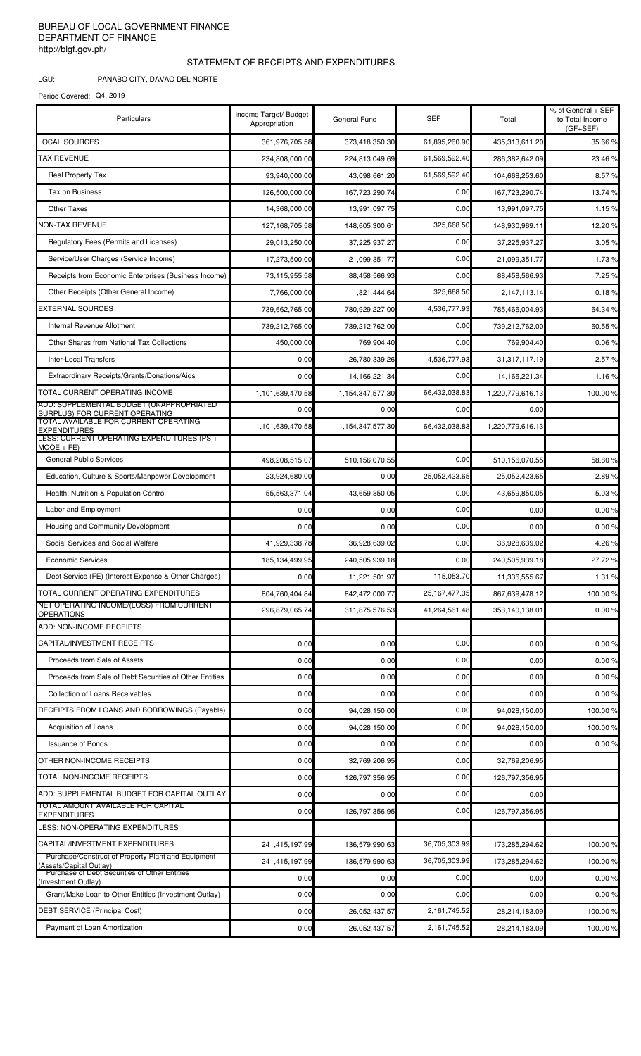BUREAU OF LOCAL GOVERNMENT FINANCE
DEPARTMENT OF FINANCE
http://blgf.gov.ph/

# STATEMENT OF RECEIPTS AND EXPENDITURES

LGU: PANABO CITY, DAVAO DEL NORTE

Period Covered: Q4, 2019

| Particulars | Income Target/ Budget Appropriation | General Fund | SEF | Total | % of General + SEF to Total Income (GF+SEF) |
|---|---|---|---|---|---|
| LOCAL SOURCES | 361,976,705.58 | 373,418,350.30 | 61,895,260.90 | 435,313,611.20 | 35.66 % |
| TAX REVENUE | 234,808,000.00 | 224,813,049.69 | 61,569,592.40 | 286,382,642.09 | 23.46 % |
| Real Property Tax | 93,940,000.00 | 43,098,661.20 | 61,569,592.40 | 104,668,253.60 | 8.57 % |
| Tax on Business | 126,500,000.00 | 167,723,290.74 | 0.00 | 167,723,290.74 | 13.74 % |
| Other Taxes | 14,368,000.00 | 13,991,097.75 | 0.00 | 13,991,097.75 | 1.15 % |
| NON-TAX REVENUE | 127,168,705.58 | 148,605,300.61 | 325,668.50 | 148,930,969.11 | 12.20 % |
| Regulatory Fees (Permits and Licenses) | 29,013,250.00 | 37,225,937.27 | 0.00 | 37,225,937.27 | 3.05 % |
| Service/User Charges (Service Income) | 17,273,500.00 | 21,099,351.77 | 0.00 | 21,099,351.77 | 1.73 % |
| Receipts from Economic Enterprises (Business Income) | 73,115,955.58 | 88,458,566.93 | 0.00 | 88,458,566.93 | 7.25 % |
| Other Receipts (Other General Income) | 7,766,000.00 | 1,821,444.64 | 325,668.50 | 2,147,113.14 | 0.18 % |
| EXTERNAL SOURCES | 739,662,765.00 | 780,929,227.00 | 4,536,777.93 | 785,466,004.93 | 64.34 % |
| Internal Revenue Allotment | 739,212,765.00 | 739,212,762.00 | 0.00 | 739,212,762.00 | 60.55 % |
| Other Shares from National Tax Collections | 450,000.00 | 769,904.40 | 0.00 | 769,904.40 | 0.06 % |
| Inter-Local Transfers | 0.00 | 26,780,339.26 | 4,536,777.93 | 31,317,117.19 | 2.57 % |
| Extraordinary Receipts/Grants/Donations/Aids | 0.00 | 14,166,221.34 | 0.00 | 14,166,221.34 | 1.16 % |
| TOTAL CURRENT OPERATING INCOME | 1,101,639,470.58 | 1,154,347,577.30 | 66,432,038.83 | 1,220,779,616.13 | 100.00 % |
| ADD: SUPPLEMENTAL BUDGET (UNAPPROPRIATED SURPLUS) FOR CURRENT OPERATING | 0.00 | 0.00 | 0.00 | 0.00 | |
| TOTAL AVAILABLE FOR CURRENT OPERATING EXPENDITURES | 1,101,639,470.58 | 1,154,347,577.30 | 66,432,038.83 | 1,220,779,616.13 | |
| LESS: CURRENT OPERATING EXPENDITURES (PS + MOOE + FE) | | | | | |
| General Public Services | 498,208,515.07 | 510,156,070.55 | 0.00 | 510,156,070.55 | 58.80 % |
| Education, Culture & Sports/Manpower Development | 23,924,680.00 | 0.00 | 25,052,423.65 | 25,052,423.65 | 2.89 % |
| Health, Nutrition & Population Control | 55,563,371.04 | 43,659,850.05 | 0.00 | 43,659,850.05 | 5.03 % |
| Labor and Employment | 0.00 | 0.00 | 0.00 | 0.00 | 0.00 % |
| Housing and Community Development | 0.00 | 0.00 | 0.00 | 0.00 | 0.00 % |
| Social Services and Social Welfare | 41,929,338.78 | 36,928,639.02 | 0.00 | 36,928,639.02 | 4.26 % |
| Economic Services | 185,134,499.95 | 240,505,939.18 | 0.00 | 240,505,939.18 | 27.72 % |
| Debt Service (FE) (Interest Expense & Other Charges) | 0.00 | 11,221,501.97 | 115,053.70 | 11,336,555.67 | 1.31 % |
| TOTAL CURRENT OPERATING EXPENDITURES | 804,760,404.84 | 842,472,000.77 | 25,167,477.35 | 867,639,478.12 | 100.00 % |
| NET OPERATING INCOME/(LOSS) FROM CURRENT OPERATIONS | 296,879,065.74 | 311,875,576.53 | 41,264,561.48 | 353,140,138.01 | 0.00 % |
| ADD: NON-INCOME RECEIPTS | | | | | |
| CAPITAL/INVESTMENT RECEIPTS | 0.00 | 0.00 | 0.00 | 0.00 | 0.00 % |
| Proceeds from Sale of Assets | 0.00 | 0.00 | 0.00 | 0.00 | 0.00 % |
| Proceeds from Sale of Debt Securities of Other Entities | 0.00 | 0.00 | 0.00 | 0.00 | 0.00 % |
| Collection of Loans Receivables | 0.00 | 0.00 | 0.00 | 0.00 | 0.00 % |
| RECEIPTS FROM LOANS AND BORROWINGS (Payable) | 0.00 | 94,028,150.00 | 0.00 | 94,028,150.00 | 100.00 % |
| Acquisition of Loans | 0.00 | 94,028,150.00 | 0.00 | 94,028,150.00 | 100.00 % |
| Issuance of Bonds | 0.00 | 0.00 | 0.00 | 0.00 | 0.00 % |
| OTHER NON-INCOME RECEIPTS | 0.00 | 32,769,206.95 | 0.00 | 32,769,206.95 | |
| TOTAL NON-INCOME RECEIPTS | 0.00 | 126,797,356.95 | 0.00 | 126,797,356.95 | |
| ADD: SUPPLEMENTAL BUDGET FOR CAPITAL OUTLAY | 0.00 | 0.00 | 0.00 | 0.00 | |
| TOTAL AMOUNT AVAILABLE FOR CAPITAL EXPENDITURES | 0.00 | 126,797,356.95 | 0.00 | 126,797,356.95 | |
| LESS: NON-OPERATING EXPENDITURES | | | | | |
| CAPITAL/INVESTMENT EXPENDITURES | 241,415,197.99 | 136,579,990.63 | 36,705,303.99 | 173,285,294.62 | 100.00 % |
| Purchase/Construct of Property Plant and Equipment (Assets/Capital Outlay) | 241,415,197.99 | 136,579,990.63 | 36,705,303.99 | 173,285,294.62 | 100.00 % |
| Purchase of Debt Securities of Other Entities (Investment Outlay) | 0.00 | 0.00 | 0.00 | 0.00 | 0.00 % |
| Grant/Make Loan to Other Entities (Investment Outlay) | 0.00 | 0.00 | 0.00 | 0.00 | 0.00 % |
| DEBT SERVICE (Principal Cost) | 0.00 | 26,052,437.57 | 2,161,745.52 | 28,214,183.09 | 100.00 % |
| Payment of Loan Amortization | 0.00 | 26,052,437.57 | 2,161,745.52 | 28,214,183.09 | 100.00 % |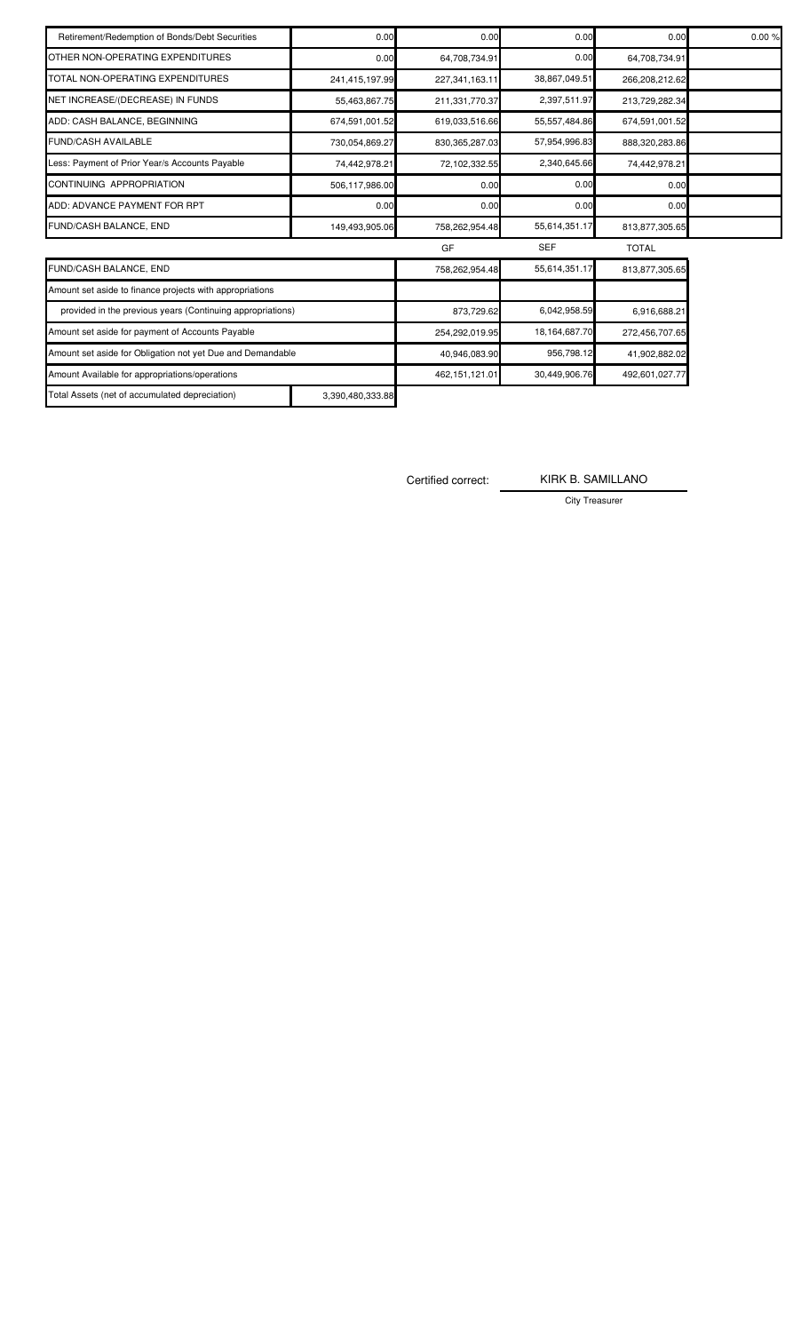| | | | | | |
|---|---|---|---|---|---|
| Retirement/Redemption of Bonds/Debt Securities | 0.00 | 0.00 | 0.00 | 0.00 | 0.00 % |
| OTHER NON-OPERATING EXPENDITURES | 0.00 | 64,708,734.91 | 0.00 | 64,708,734.91 | |
| TOTAL NON-OPERATING EXPENDITURES | 241,415,197.99 | 227,341,163.11 | 38,867,049.51 | 266,208,212.62 | |
| NET INCREASE/(DECREASE) IN FUNDS | 55,463,867.75 | 211,331,770.37 | 2,397,511.97 | 213,729,282.34 | |
| ADD: CASH BALANCE, BEGINNING | 674,591,001.52 | 619,033,516.66 | 55,557,484.86 | 674,591,001.52 | |
| FUND/CASH AVAILABLE | 730,054,869.27 | 830,365,287.03 | 57,954,996.83 | 888,320,283.86 | |
| Less: Payment of Prior Year/s Accounts Payable | 74,442,978.21 | 72,102,332.55 | 2,340,645.66 | 74,442,978.21 | |
| CONTINUING APPROPRIATION | 506,117,986.00 | 0.00 | 0.00 | 0.00 | |
| ADD: ADVANCE PAYMENT FOR RPT | 0.00 | 0.00 | 0.00 | 0.00 | |
| FUND/CASH BALANCE, END | 149,493,905.06 | 758,262,954.48 | 55,614,351.17 | 813,877,305.65 | |

| | | GF | SEF | TOTAL |
|---|---|---|---|---|
| FUND/CASH BALANCE, END | | 758,262,954.48 | 55,614,351.17 | 813,877,305.65 |
| Amount set aside to finance projects with appropriations | | | | |
| provided in the previous years (Continuing appropriations) | | 873,729.62 | 6,042,958.59 | 6,916,688.21 |
| Amount set aside for payment of Accounts Payable | | 254,292,019.95 | 18,164,687.70 | 272,456,707.65 |
| Amount set aside for Obligation not yet Due and Demandable | | 40,946,083.90 | 956,798.12 | 41,902,882.02 |
| Amount Available for appropriations/operations | | 462,151,121.01 | 30,449,906.76 | 492,601,027.77 |
| Total Assets (net of accumulated depreciation) | 3,390,480,333.88 | | | |

Certified correct: KIRK B. SAMILLANO

City Treasurer